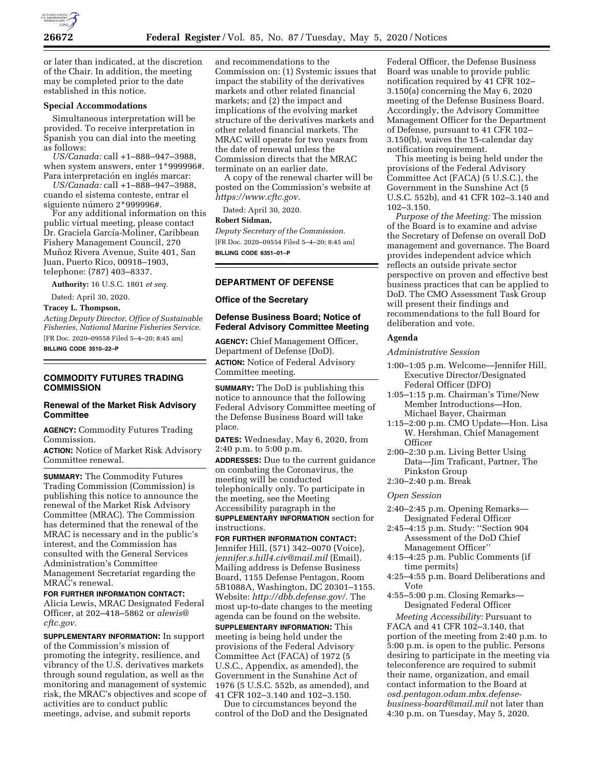or later than indicated, at the discretion of the Chair. In addition, the meeting may be completed prior to the date established in this notice.

**Special Accommodations**

Simultaneous interpretation will be provided. To receive interpretation in Spanish you can dial into the meeting as follows:

*US/Canada:* call +1–888–947–3988, when system answers, enter 1*999996#. Para interpretación en inglés marcar:

*US/Canada:* call +1–888–947–3988, cuando el sistema conteste, entrar el siguiente número 2*999996#.

For any additional information on this public virtual meeting, please contact Dr. Graciela García-Moliner, Caribbean Fishery Management Council, 270 Muñoz Rivera Avenue, Suite 401, San Juan, Puerto Rico, 00918–1903, telephone: (787) 403–8337.

**Authority:** 16 U.S.C. 1801 *et seq.*

Dated: April 30, 2020.

**Tracey L. Thompson,**

*Acting Deputy Director, Office of Sustainable Fisheries, National Marine Fisheries Service.*

[FR Doc. 2020–09558 Filed 5–4–20; 8:45 am]

**BILLING CODE 3510–22–P**

## COMMODITY FUTURES TRADING COMMISSION

### Renewal of the Market Risk Advisory Committee

**AGENCY:** Commodity Futures Trading Commission.

**ACTION:** Notice of Market Risk Advisory Committee renewal.

**SUMMARY:** The Commodity Futures Trading Commission (Commission) is publishing this notice to announce the renewal of the Market Risk Advisory Committee (MRAC). The Commission has determined that the renewal of the MRAC is necessary and in the public's interest, and the Commission has consulted with the General Services Administration's Committee Management Secretariat regarding the MRAC's renewal.

**FOR FURTHER INFORMATION CONTACT:** Alicia Lewis, MRAC Designated Federal Officer, at 202–418–5862 or *alewis@cftc.gov.*

**SUPPLEMENTARY INFORMATION:** In support of the Commission's mission of promoting the integrity, resilience, and vibrancy of the U.S. derivatives markets through sound regulation, as well as the monitoring and management of systemic risk, the MRAC's objectives and scope of activities are to conduct public meetings, advise, and submit reports and recommendations to the Commission on: (1) Systemic issues that impact the stability of the derivatives markets and other related financial markets; and (2) the impact and implications of the evolving market structure of the derivatives markets and other related financial markets. The MRAC will operate for two years from the date of renewal unless the Commission directs that the MRAC terminate on an earlier date.

A copy of the renewal charter will be posted on the Commission's website at *https://www.cftc.gov.*

Dated: April 30, 2020.

**Robert Sidman,**

*Deputy Secretary of the Commission.*

[FR Doc. 2020–09554 Filed 5–4–20; 8:45 am]

**BILLING CODE 6351–01–P**

## DEPARTMENT OF DEFENSE

### Office of the Secretary

### Defense Business Board; Notice of Federal Advisory Committee Meeting

**AGENCY:** Chief Management Officer, Department of Defense (DoD).

**ACTION:** Notice of Federal Advisory Committee meeting.

**SUMMARY:** The DoD is publishing this notice to announce that the following Federal Advisory Committee meeting of the Defense Business Board will take place.

**DATES:** Wednesday, May 6, 2020, from 2:40 p.m. to 5:00 p.m.

**ADDRESSES:** Due to the current guidance on combating the Coronavirus, the meeting will be conducted telephonically only. To participate in the meeting, see the Meeting Accessibility paragraph in the **SUPPLEMENTARY INFORMATION** section for instructions.

**FOR FURTHER INFORMATION CONTACT:** Jennifer Hill, (571) 342–0070 (Voice), *jennifer.s.hill4.civ@mail.mil* (Email). Mailing address is Defense Business Board, 1155 Defense Pentagon, Room 5B1088A, Washington, DC 20301–1155. Website: *http://dbb.defense.gov/.* The most up-to-date changes to the meeting agenda can be found on the website.

**SUPPLEMENTARY INFORMATION:** This meeting is being held under the provisions of the Federal Advisory Committee Act (FACA) of 1972 (5 U.S.C., Appendix, as amended), the Government in the Sunshine Act of 1976 (5 U.S.C. 552b, as amended), and 41 CFR 102–3.140 and 102–3.150.

Due to circumstances beyond the control of the DoD and the Designated Federal Officer, the Defense Business Board was unable to provide public notification required by 41 CFR 102–3.150(a) concerning the May 6, 2020 meeting of the Defense Business Board. Accordingly, the Advisory Committee Management Officer for the Department of Defense, pursuant to 41 CFR 102–3.150(b), waives the 15-calendar day notification requirement.

This meeting is being held under the provisions of the Federal Advisory Committee Act (FACA) (5 U.S.C.), the Government in the Sunshine Act (5 U.S.C. 552b), and 41 CFR 102–3.140 and 102–3.150.

*Purpose of the Meeting:* The mission of the Board is to examine and advise the Secretary of Defense on overall DoD management and governance. The Board provides independent advice which reflects an outside private sector perspective on proven and effective best business practices that can be applied to DoD. The CMO Assessment Task Group will present their findings and recommendations to the full Board for deliberation and vote.

**Agenda**

*Administrative Session*

- 1:00–1:05 p.m. Welcome—Jennifer Hill, Executive Director/Designated Federal Officer (DFO)
- 1:05–1:15 p.m. Chairman's Time/New Member Introductions—Hon. Michael Bayer, Chairman
- 1:15–2:00 p.m. CMO Update—Hon. Lisa W. Hershman, Chief Management Officer
- 2:00–2:30 p.m. Living Better Using Data—Jim Traficant, Partner, The Pinkston Group
- 2:30–2:40 p.m. Break

*Open Session*

- 2:40–2:45 p.m. Opening Remarks—Designated Federal Officer
- 2:45–4:15 p.m. Study: ''Section 904 Assessment of the DoD Chief Management Officer''
- 4:15–4:25 p.m. Public Comments (if time permits)
- 4:25–4:55 p.m. Board Deliberations and Vote
- 4:55–5:00 p.m. Closing Remarks—Designated Federal Officer

*Meeting Accessibility:* Pursuant to FACA and 41 CFR 102–3.140, that portion of the meeting from 2:40 p.m. to 5:00 p.m. is open to the public. Persons desiring to participate in the meeting via teleconference are required to submit their name, organization, and email contact information to the Board at *osd.pentagon.odam.mbx.defense-business-board@mail.mil* not later than 4:30 p.m. on Tuesday, May 5, 2020.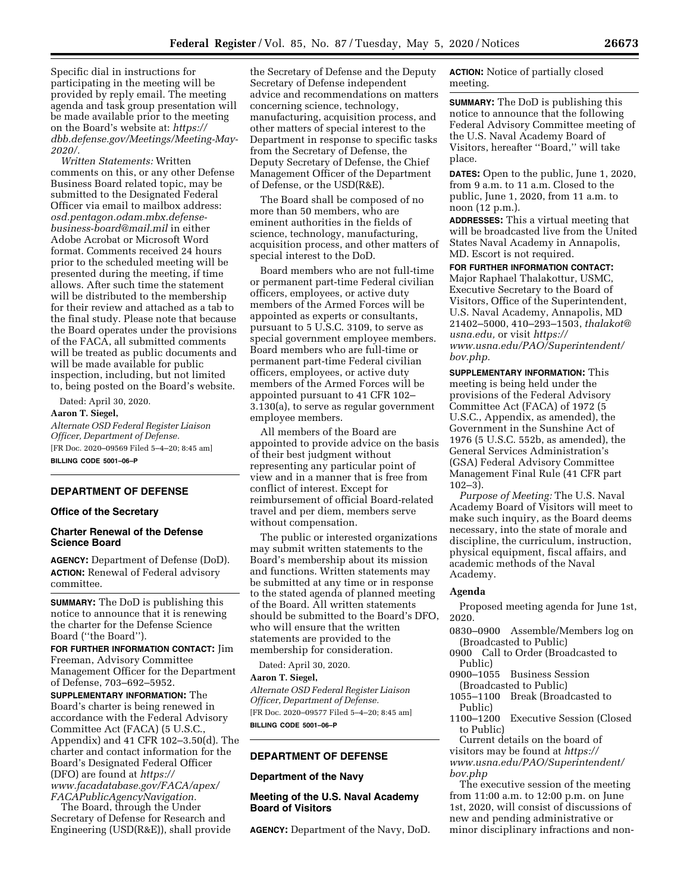Specific dial in instructions for participating in the meeting will be provided by reply email. The meeting agenda and task group presentation will be made available prior to the meeting on the Board's website at: *https://dbb.defense.gov/Meetings/Meeting-May-2020/.*

*Written Statements:* Written comments on this, or any other Defense Business Board related topic, may be submitted to the Designated Federal Officer via email to mailbox address: *osd.pentagon.odam.mbx.defense-business-board@mail.mil* in either Adobe Acrobat or Microsoft Word format. Comments received 24 hours prior to the scheduled meeting will be presented during the meeting, if time allows. After such time the statement will be distributed to the membership for their review and attached as a tab to the final study. Please note that because the Board operates under the provisions of the FACA, all submitted comments will be treated as public documents and will be made available for public inspection, including, but not limited to, being posted on the Board's website.

Dated: April 30, 2020.

**Aaron T. Siegel,**

*Alternate OSD Federal Register Liaison Officer, Department of Defense.*

[FR Doc. 2020–09569 Filed 5–4–20; 8:45 am]

**BILLING CODE 5001–06–P**

---

## DEPARTMENT OF DEFENSE

### Office of the Secretary

### Charter Renewal of the Defense Science Board

**AGENCY:** Department of Defense (DoD).

**ACTION:** Renewal of Federal advisory committee.

**SUMMARY:** The DoD is publishing this notice to announce that it is renewing the charter for the Defense Science Board (''the Board'').

**FOR FURTHER INFORMATION CONTACT:** Jim Freeman, Advisory Committee Management Officer for the Department of Defense, 703–692–5952.

**SUPPLEMENTARY INFORMATION:** The Board's charter is being renewed in accordance with the Federal Advisory Committee Act (FACA) (5 U.S.C., Appendix) and 41 CFR 102–3.50(d). The charter and contact information for the Board's Designated Federal Officer (DFO) are found at *https://www.facadatabase.gov/FACA/apex/FACAPublicAgencyNavigation.*

The Board, through the Under Secretary of Defense for Research and Engineering (USD(R&E)), shall provide the Secretary of Defense and the Deputy Secretary of Defense independent advice and recommendations on matters concerning science, technology, manufacturing, acquisition process, and other matters of special interest to the Department in response to specific tasks from the Secretary of Defense, the Deputy Secretary of Defense, the Chief Management Officer of the Department of Defense, or the USD(R&E).

The Board shall be composed of no more than 50 members, who are eminent authorities in the fields of science, technology, manufacturing, acquisition process, and other matters of special interest to the DoD.

Board members who are not full-time or permanent part-time Federal civilian officers, employees, or active duty members of the Armed Forces will be appointed as experts or consultants, pursuant to 5 U.S.C. 3109, to serve as special government employee members. Board members who are full-time or permanent part-time Federal civilian officers, employees, or active duty members of the Armed Forces will be appointed pursuant to 41 CFR 102–3.130(a), to serve as regular government employee members.

All members of the Board are appointed to provide advice on the basis of their best judgment without representing any particular point of view and in a manner that is free from conflict of interest. Except for reimbursement of official Board-related travel and per diem, members serve without compensation.

The public or interested organizations may submit written statements to the Board's membership about its mission and functions. Written statements may be submitted at any time or in response to the stated agenda of planned meeting of the Board. All written statements should be submitted to the Board's DFO, who will ensure that the written statements are provided to the membership for consideration.

Dated: April 30, 2020.

**Aaron T. Siegel,**

*Alternate OSD Federal Register Liaison Officer, Department of Defense.*

[FR Doc. 2020–09577 Filed 5–4–20; 8:45 am]

**BILLING CODE 5001–06–P**

---

## DEPARTMENT OF DEFENSE

### Department of the Navy

### Meeting of the U.S. Naval Academy Board of Visitors

**AGENCY:** Department of the Navy, DoD.

**ACTION:** Notice of partially closed meeting.

**SUMMARY:** The DoD is publishing this notice to announce that the following Federal Advisory Committee meeting of the U.S. Naval Academy Board of Visitors, hereafter ''Board,'' will take place.

**DATES:** Open to the public, June 1, 2020, from 9 a.m. to 11 a.m. Closed to the public, June 1, 2020, from 11 a.m. to noon (12 p.m.).

**ADDRESSES:** This a virtual meeting that will be broadcasted live from the United States Naval Academy in Annapolis, MD. Escort is not required.

**FOR FURTHER INFORMATION CONTACT:** Major Raphael Thalakottur, USMC, Executive Secretary to the Board of Visitors, Office of the Superintendent, U.S. Naval Academy, Annapolis, MD 21402–5000, 410–293–1503, *thalakot@usna.edu,* or visit *https://www.usna.edu/PAO/Superintendent/bov.php.*

**SUPPLEMENTARY INFORMATION:** This meeting is being held under the provisions of the Federal Advisory Committee Act (FACA) of 1972 (5 U.S.C., Appendix, as amended), the Government in the Sunshine Act of 1976 (5 U.S.C. 552b, as amended), the General Services Administration's (GSA) Federal Advisory Committee Management Final Rule (41 CFR part 102–3).

*Purpose of Meeting:* The U.S. Naval Academy Board of Visitors will meet to make such inquiry, as the Board deems necessary, into the state of morale and discipline, the curriculum, instruction, physical equipment, fiscal affairs, and academic methods of the Naval Academy.

#### Agenda

Proposed meeting agenda for June 1st, 2020.

0830–0900 Assemble/Members log on (Broadcasted to Public)
0900 Call to Order (Broadcasted to Public)
0900–1055 Business Session (Broadcasted to Public)
1055–1100 Break (Broadcasted to Public)
1100–1200 Executive Session (Closed to Public)

Current details on the board of visitors may be found at *https://www.usna.edu/PAO/Superintendent/bov.php*

The executive session of the meeting from 11:00 a.m. to 12:00 p.m. on June 1st, 2020, will consist of discussions of new and pending administrative or minor disciplinary infractions and non-